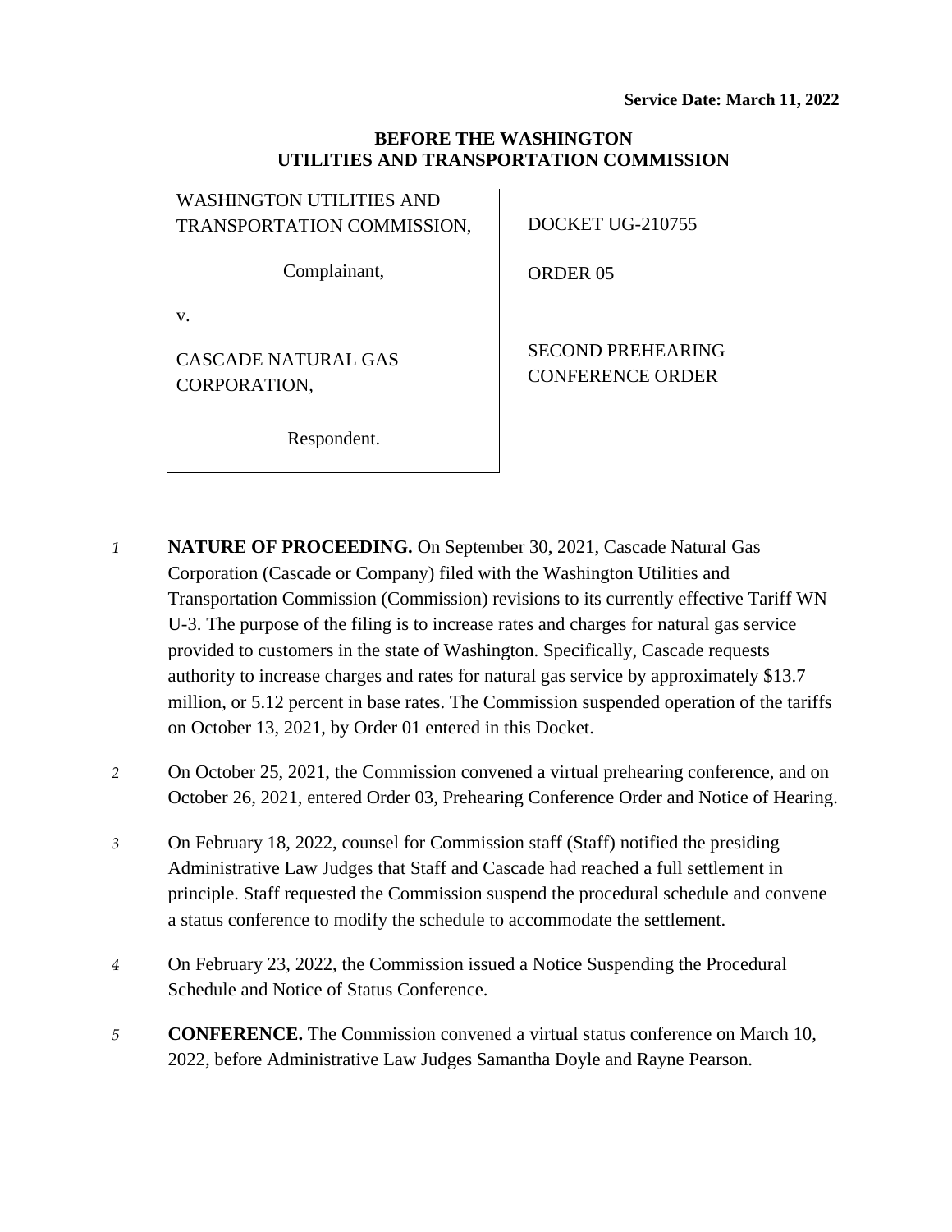**Service Date: March 11, 2022**

**BEFORE THE WASHINGTON UTILITIES AND TRANSPORTATION COMMISSION**

| | |
|---|---|
| WASHINGTON UTILITIES AND TRANSPORTATION COMMISSION,<br><br>Complainant,<br><br>v.<br><br>CASCADE NATURAL GAS CORPORATION,<br><br>Respondent. | DOCKET UG-210755<br><br>ORDER 05<br><br>SECOND PREHEARING CONFERENCE ORDER |

*1* **NATURE OF PROCEEDING.** On September 30, 2021, Cascade Natural Gas Corporation (Cascade or Company) filed with the Washington Utilities and Transportation Commission (Commission) revisions to its currently effective Tariff WN U-3. The purpose of the filing is to increase rates and charges for natural gas service provided to customers in the state of Washington. Specifically, Cascade requests authority to increase charges and rates for natural gas service by approximately $13.7 million, or 5.12 percent in base rates. The Commission suspended operation of the tariffs on October 13, 2021, by Order 01 entered in this Docket.

*2* On October 25, 2021, the Commission convened a virtual prehearing conference, and on October 26, 2021, entered Order 03, Prehearing Conference Order and Notice of Hearing.

*3* On February 18, 2022, counsel for Commission staff (Staff) notified the presiding Administrative Law Judges that Staff and Cascade had reached a full settlement in principle. Staff requested the Commission suspend the procedural schedule and convene a status conference to modify the schedule to accommodate the settlement.

*4* On February 23, 2022, the Commission issued a Notice Suspending the Procedural Schedule and Notice of Status Conference.

*5* **CONFERENCE.** The Commission convened a virtual status conference on March 10, 2022, before Administrative Law Judges Samantha Doyle and Rayne Pearson.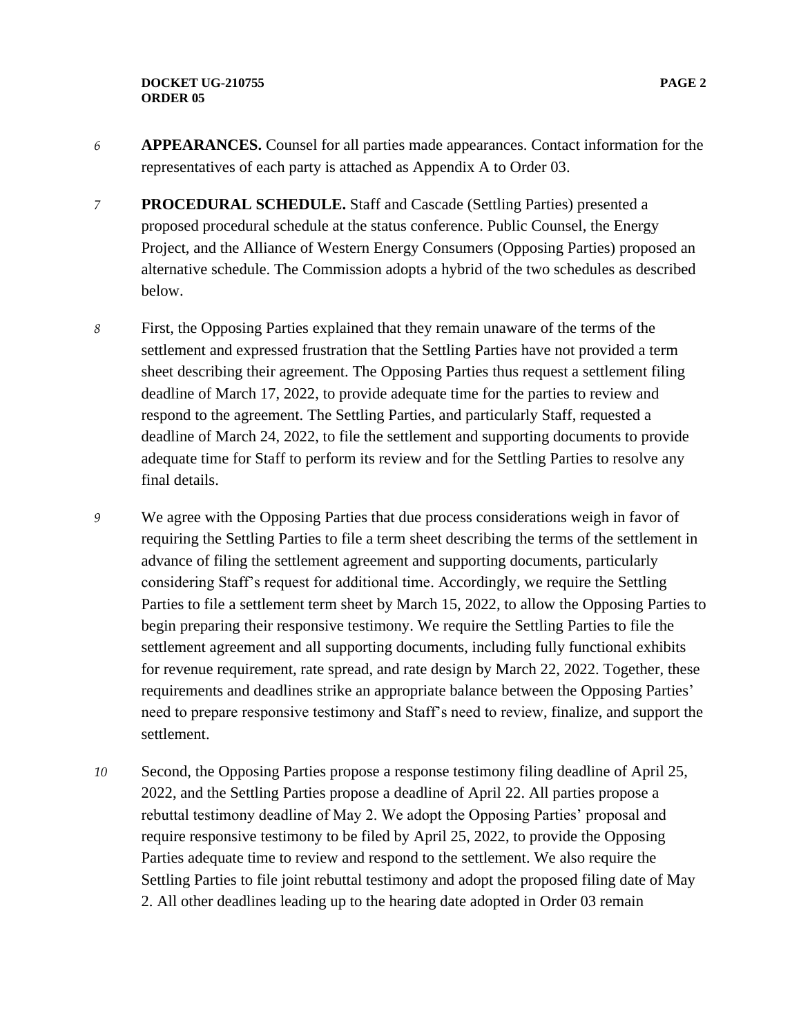6 **APPEARANCES.** Counsel for all parties made appearances. Contact information for the representatives of each party is attached as Appendix A to Order 03.

7 **PROCEDURAL SCHEDULE.** Staff and Cascade (Settling Parties) presented a proposed procedural schedule at the status conference. Public Counsel, the Energy Project, and the Alliance of Western Energy Consumers (Opposing Parties) proposed an alternative schedule. The Commission adopts a hybrid of the two schedules as described below.

8 First, the Opposing Parties explained that they remain unaware of the terms of the settlement and expressed frustration that the Settling Parties have not provided a term sheet describing their agreement. The Opposing Parties thus request a settlement filing deadline of March 17, 2022, to provide adequate time for the parties to review and respond to the agreement. The Settling Parties, and particularly Staff, requested a deadline of March 24, 2022, to file the settlement and supporting documents to provide adequate time for Staff to perform its review and for the Settling Parties to resolve any final details.

9 We agree with the Opposing Parties that due process considerations weigh in favor of requiring the Settling Parties to file a term sheet describing the terms of the settlement in advance of filing the settlement agreement and supporting documents, particularly considering Staff's request for additional time. Accordingly, we require the Settling Parties to file a settlement term sheet by March 15, 2022, to allow the Opposing Parties to begin preparing their responsive testimony. We require the Settling Parties to file the settlement agreement and all supporting documents, including fully functional exhibits for revenue requirement, rate spread, and rate design by March 22, 2022. Together, these requirements and deadlines strike an appropriate balance between the Opposing Parties' need to prepare responsive testimony and Staff's need to review, finalize, and support the settlement.

10 Second, the Opposing Parties propose a response testimony filing deadline of April 25, 2022, and the Settling Parties propose a deadline of April 22. All parties propose a rebuttal testimony deadline of May 2. We adopt the Opposing Parties' proposal and require responsive testimony to be filed by April 25, 2022, to provide the Opposing Parties adequate time to review and respond to the settlement. We also require the Settling Parties to file joint rebuttal testimony and adopt the proposed filing date of May 2. All other deadlines leading up to the hearing date adopted in Order 03 remain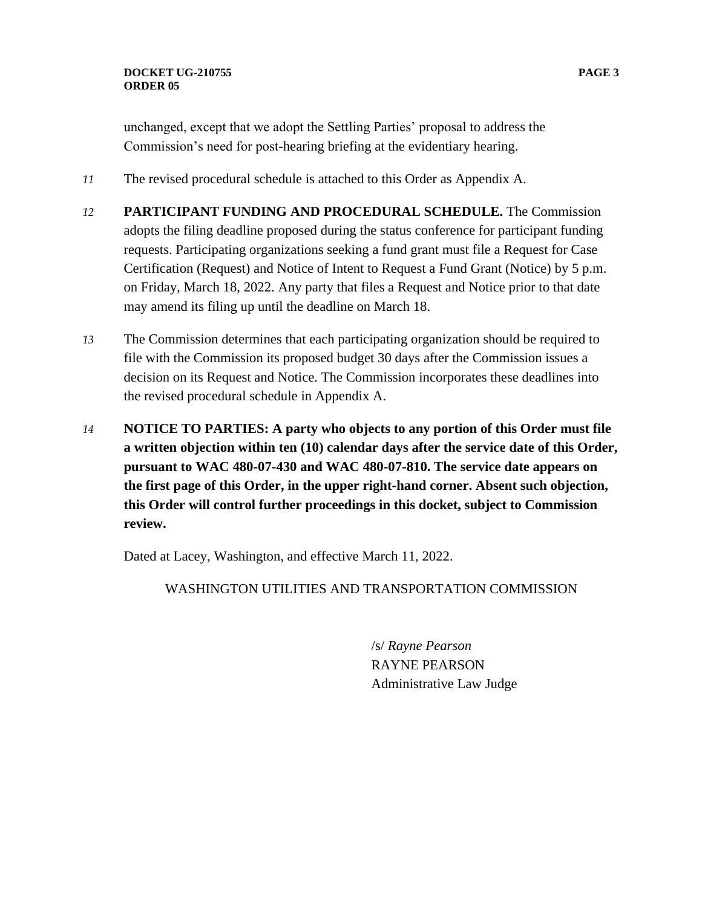unchanged, except that we adopt the Settling Parties' proposal to address the Commission's need for post-hearing briefing at the evidentiary hearing.

*11* The revised procedural schedule is attached to this Order as Appendix A.

*12* **PARTICIPANT FUNDING AND PROCEDURAL SCHEDULE.** The Commission adopts the filing deadline proposed during the status conference for participant funding requests. Participating organizations seeking a fund grant must file a Request for Case Certification (Request) and Notice of Intent to Request a Fund Grant (Notice) by 5 p.m. on Friday, March 18, 2022. Any party that files a Request and Notice prior to that date may amend its filing up until the deadline on March 18.

*13* The Commission determines that each participating organization should be required to file with the Commission its proposed budget 30 days after the Commission issues a decision on its Request and Notice. The Commission incorporates these deadlines into the revised procedural schedule in Appendix A.

*14* **NOTICE TO PARTIES: A party who objects to any portion of this Order must file a written objection within ten (10) calendar days after the service date of this Order, pursuant to WAC 480-07-430 and WAC 480-07-810. The service date appears on the first page of this Order, in the upper right-hand corner. Absent such objection, this Order will control further proceedings in this docket, subject to Commission review.**

Dated at Lacey, Washington, and effective March 11, 2022.

WASHINGTON UTILITIES AND TRANSPORTATION COMMISSION

/s/ *Rayne Pearson*
RAYNE PEARSON
Administrative Law Judge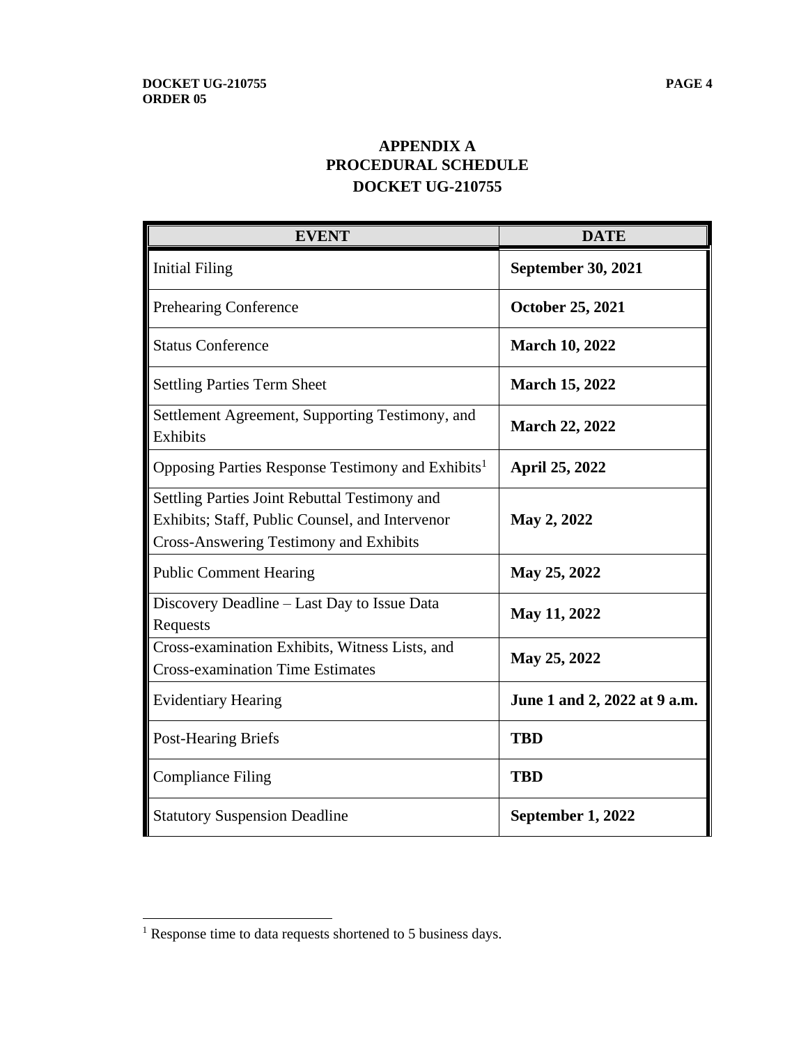## APPENDIX A
## PROCEDURAL SCHEDULE
## DOCKET UG-210755

| EVENT | DATE |
|---|---|
| Initial Filing | **September 30, 2021** |
| Prehearing Conference | **October 25, 2021** |
| Status Conference | **March 10, 2022** |
| Settling Parties Term Sheet | **March 15, 2022** |
| Settlement Agreement, Supporting Testimony, and Exhibits | **March 22, 2022** |
| Opposing Parties Response Testimony and Exhibits[1] | **April 25, 2022** |
| Settling Parties Joint Rebuttal Testimony and Exhibits; Staff, Public Counsel, and Intervenor Cross-Answering Testimony and Exhibits | **May 2, 2022** |
| Public Comment Hearing | **May 25, 2022** |
| Discovery Deadline – Last Day to Issue Data Requests | **May 11, 2022** |
| Cross-examination Exhibits, Witness Lists, and Cross-examination Time Estimates | **May 25, 2022** |
| Evidentiary Hearing | **June 1 and 2, 2022 at 9 a.m.** |
| Post-Hearing Briefs | **TBD** |
| Compliance Filing | **TBD** |
| Statutory Suspension Deadline | **September 1, 2022** |

[1] Response time to data requests shortened to 5 business days.